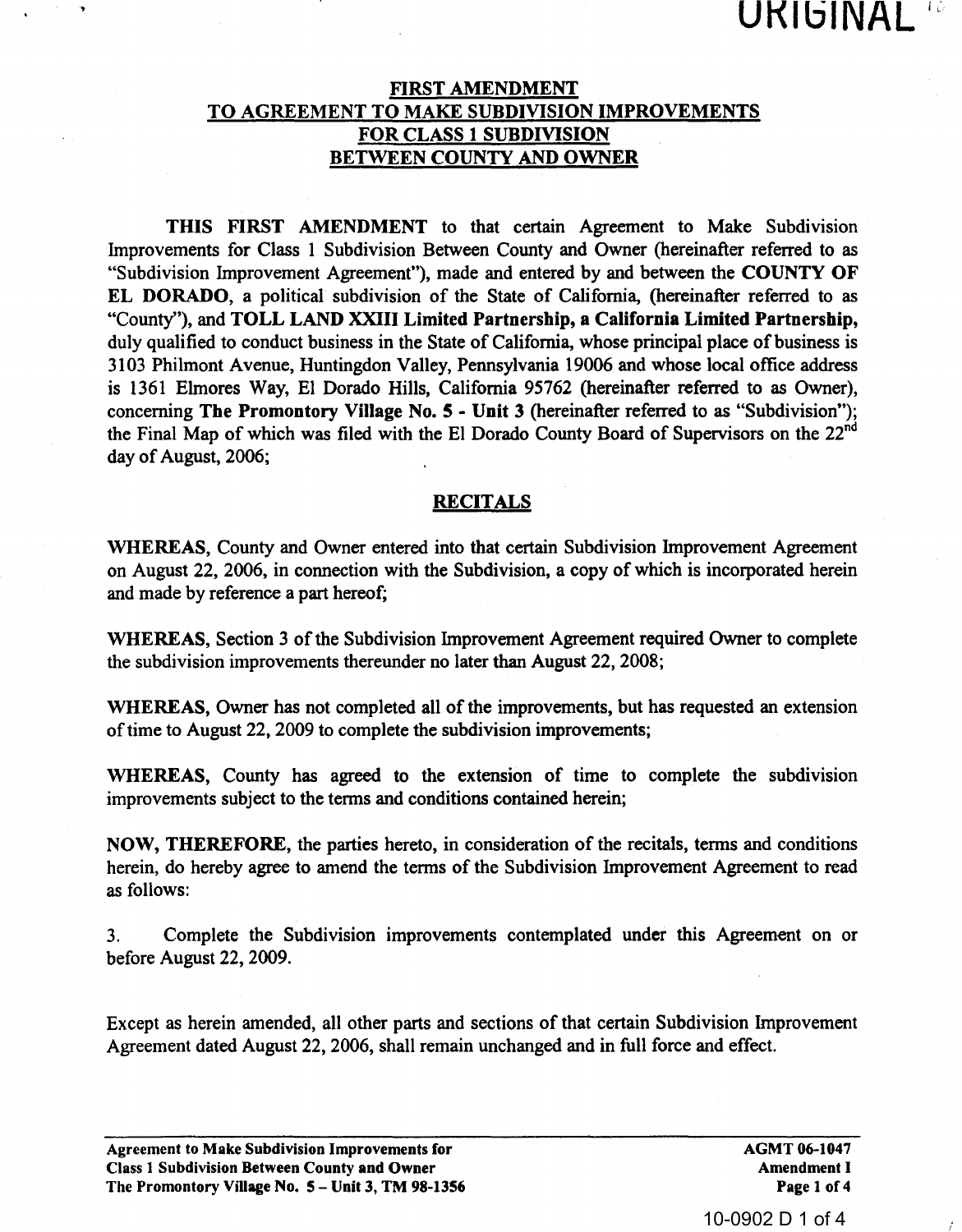# FIRST AMENDMENT TO AGREEMENT TO MAKE SUBDIVISION IMPROVEMENTS FOR CLASS 1 SUBDIVISION BETWEEN COUNTY AND OWNER

**THIS FIRST AMENDMENT** to that certain Agreement to Make Subdivision Improvements for Class 1 Subdivision Between County and Owner (hereinafter referred to as "Subdivision Improvement Agreement"), made and entered by and between the **COUNTY OF EL DORADO**, a political subdivision of the State of California, (hereinafter referred to as "County"), and **TOLL LAND XXIII Limited Partnership, a California Limited Partnership,** duly qualified to conduct business in the State of California, whose principal place of business is 3103 Philmont Avenue, Huntingdon Valley, Pennsylvania 19006 and whose local office address is 1361 Elmores Way, El Dorado Hills, California 95762 (hereinafter referred to as Owner), concerning **The Promontory Village No. 5 - Unit 3** (hereinafter referred to as "Subdivision"); the Final Map of which was filed with the El Dorado County Board of Supervisors on the 22nd day of August, 2006;

## RECITALS

**WHEREAS,** County and Owner entered into that certain Subdivision Improvement Agreement on August 22, 2006, in connection with the Subdivision, a copy of which is incorporated herein and made by reference a part hereof;

**WHEREAS,** Section 3 of the Subdivision Improvement Agreement required Owner to complete the subdivision improvements thereunder no later than August 22, 2008;

**WHEREAS,** Owner has not completed all of the improvements, but has requested an extension of time to August 22, 2009 to complete the subdivision improvements;

**WHEREAS,** County has agreed to the extension of time to complete the subdivision improvements subject to the terms and conditions contained herein;

**NOW, THEREFORE,** the parties hereto, in consideration of the recitals, terms and conditions herein, do hereby agree to amend the terms of the Subdivision Improvement Agreement to read as follows:

3. Complete the Subdivision improvements contemplated under this Agreement on or before August 22, 2009.

Except as herein amended, all other parts and sections of that certain Subdivision Improvement Agreement dated August 22, 2006, shall remain unchanged and in full force and effect.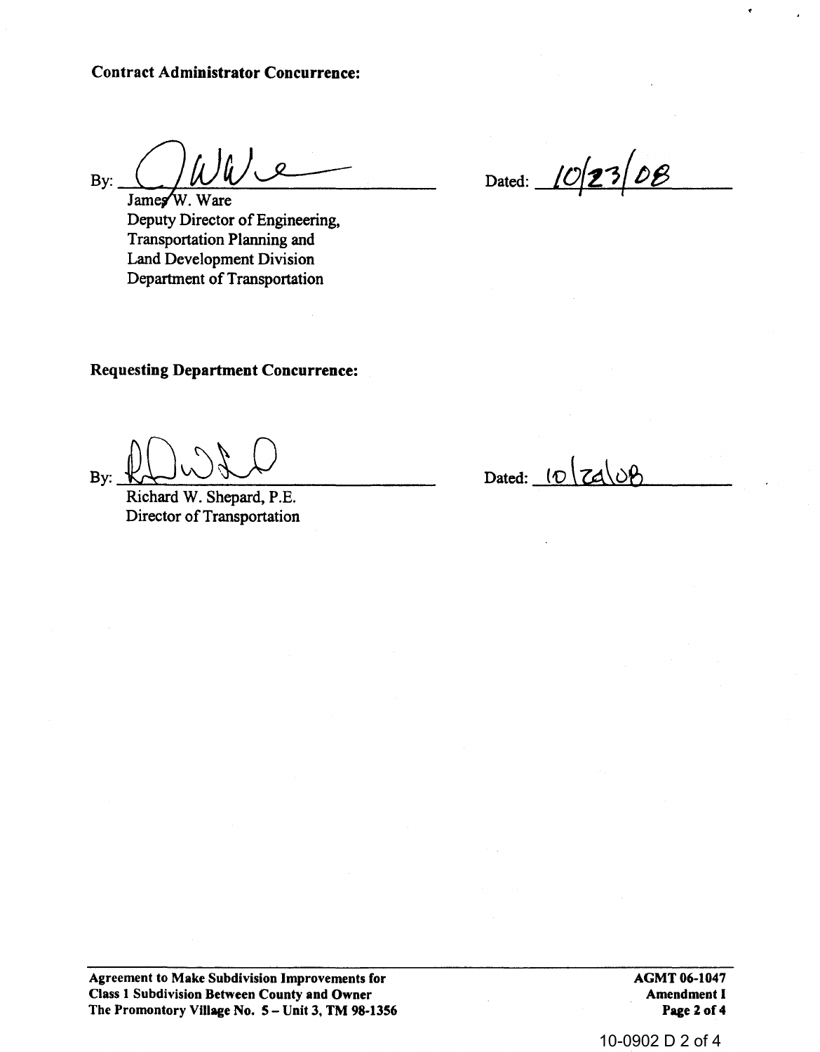**Contract Administrator Concurrence:**

By: ______________________________

James W. Ware
Deputy Director of Engineering,
Transportation Planning and
Land Development Division
Department of Transportation

Dated: 10/23/08

**Requesting Department Concurrence:**

By: ______________________________

Richard W. Shepard, P.E.
Director of Transportation

Dated: 10/24/08

**Agreement to Make Subdivision Improvements for Class 1 Subdivision Between County and Owner The Promontory Village No. 5 – Unit 3, TM 98-1356**

**AGMT 06-1047 Amendment I**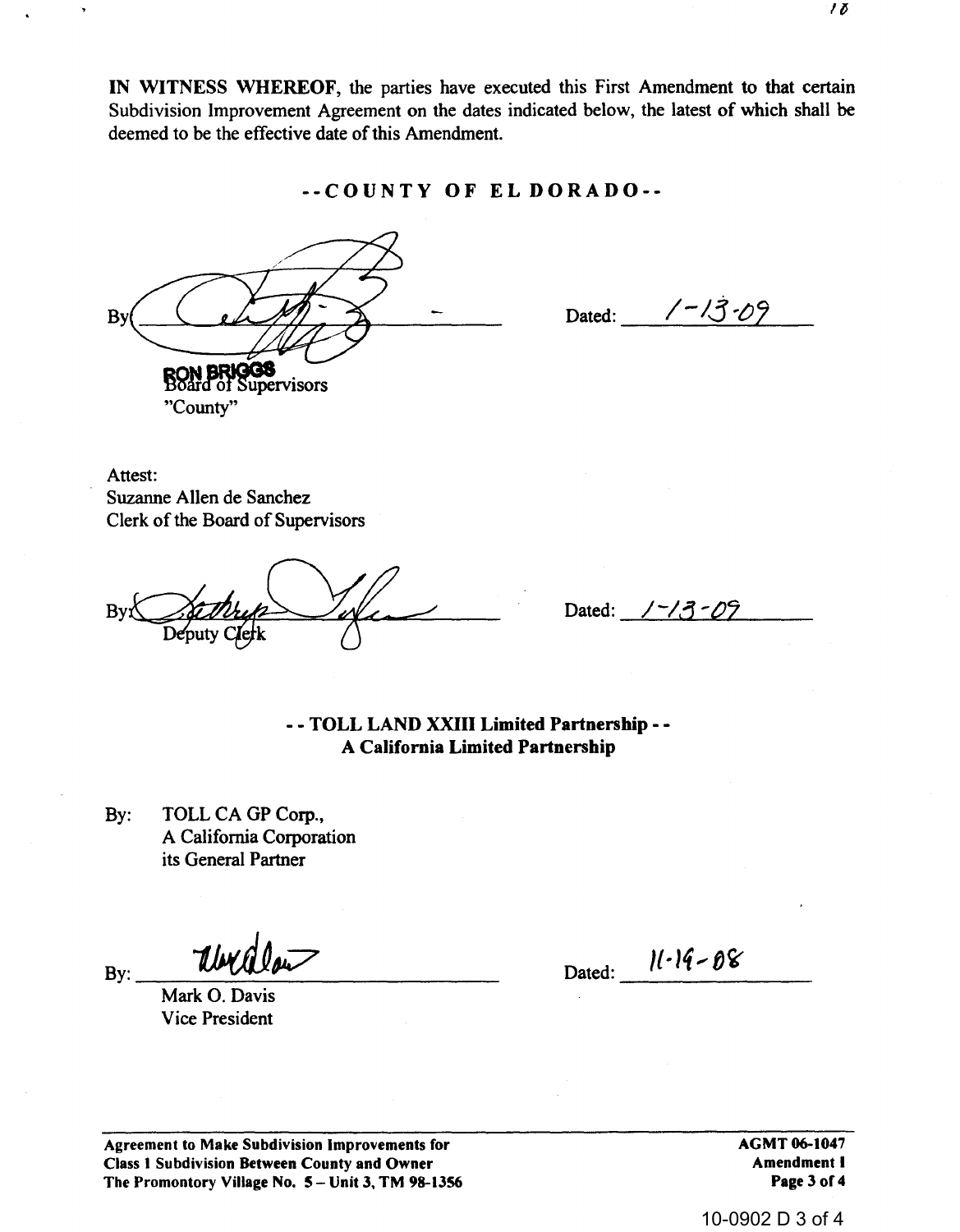**IN WITNESS WHEREOF**, the parties have executed this First Amendment to that certain Subdivision Improvement Agreement on the dates indicated below, the latest of which shall be deemed to be the effective date of this Amendment.

**--COUNTY OF EL DORADO--**

By: ______________________ Dated: 1-13-09

RON BRIGGS
Board of Supervisors
"County"

Attest:
Suzanne Allen de Sanchez
Clerk of the Board of Supervisors

By: ______________________ Dated: 1-13-09
Deputy Clerk

**-- TOLL LAND XXIII Limited Partnership --**
**A California Limited Partnership**

By: TOLL CA GP Corp.,
A California Corporation
its General Partner

By: ______________________ Dated: 11-19-08
Mark O. Davis
Vice President

**Agreement to Make Subdivision Improvements for Class 1 Subdivision Between County and Owner The Promontory Village No. 5 – Unit 3, TM 98-1356**

**AGMT 06-1047 Amendment I**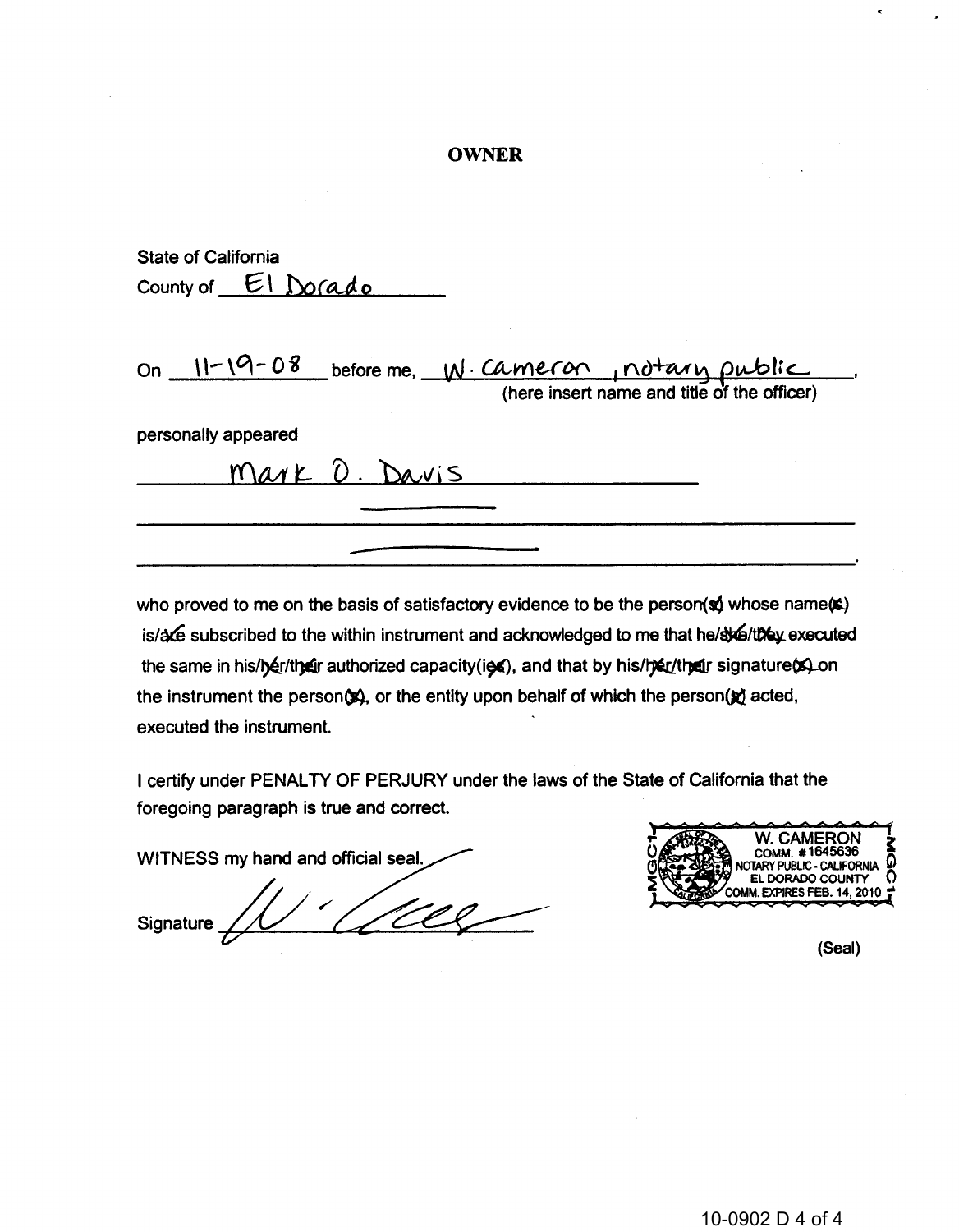**OWNER**

State of California
County of El Dorado

On 11-19-08 before me, W. Cameron, notary public,
(here insert name and title of the officer)

personally appeared

Mark D. Davis

who proved to me on the basis of satisfactory evidence to be the person(s) whose name(s) is/are subscribed to the within instrument and acknowledged to me that he/she/they executed the same in his/her/their authorized capacity(ies), and that by his/her/their signature(s) on the instrument the person(s), or the entity upon behalf of which the person(s) acted, executed the instrument.

I certify under PENALTY OF PERJURY under the laws of the State of California that the foregoing paragraph is true and correct.

WITNESS my hand and official seal.

Signature [signature]

W. CAMERON
COMM. #1645636
NOTARY PUBLIC - CALIFORNIA
EL DORADO COUNTY
COMM. EXPIRES FEB. 14, 2010

(Seal)

10-0902 D 4 of 4